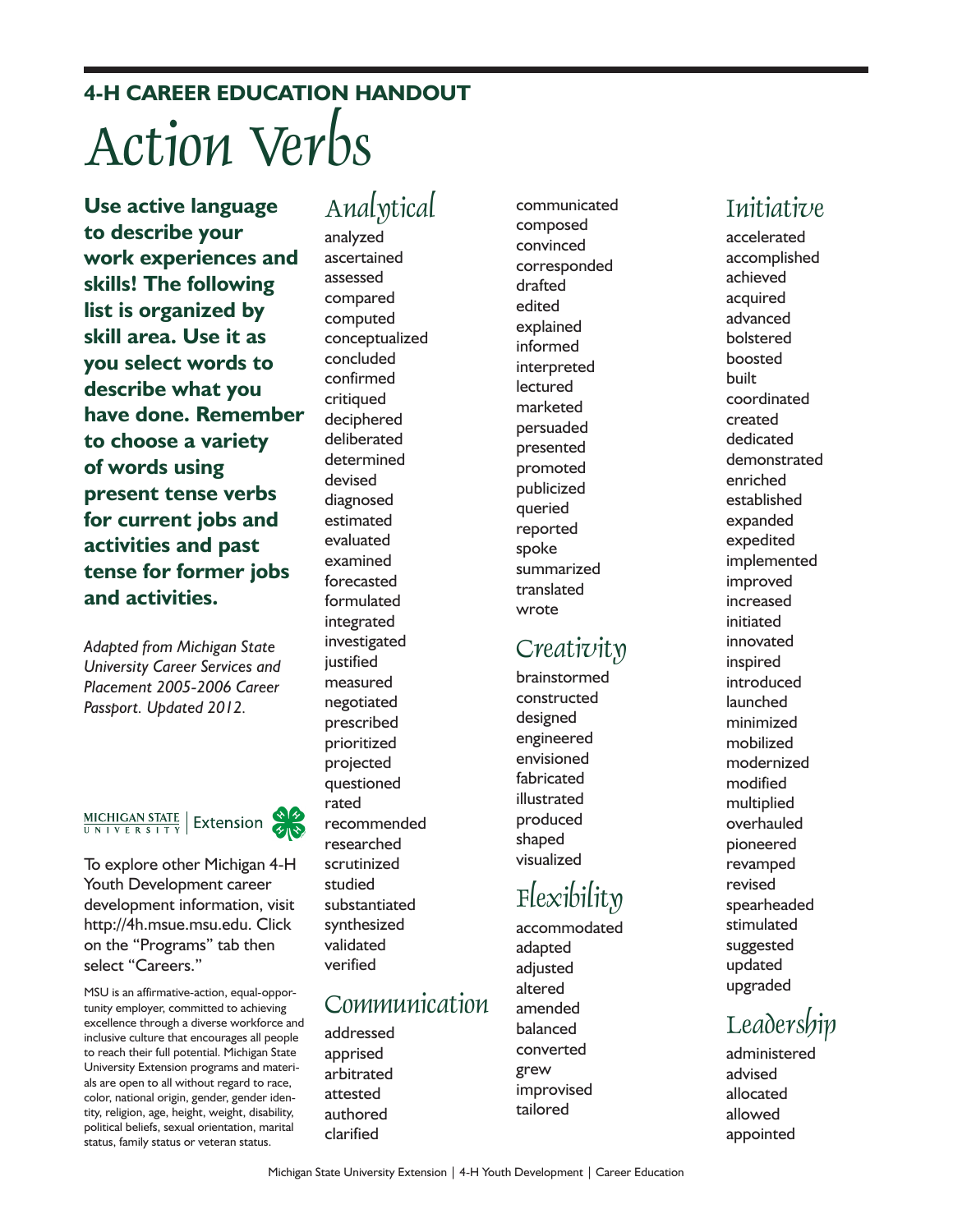## 4-H CAREER EDUCATION HANDOUT

# Action Verbs

**Use active language to describe your work experiences and skills! The following list is organized by skill area. Use it as you select words to describe what you have done. Remember to choose a variety of words using present tense verbs for current jobs and activities and past tense for former jobs and activities.**

*Adapted from Michigan State University Career Services and Placement 2005-2006 Career Passport. Updated 2012.*

MICHIGAN STATE UNIVERSITY | Extension

To explore other Michigan 4-H Youth Development career development information, visit http://4h.msue.msu.edu. Click on the "Programs" tab then select "Careers."

MSU is an affirmative-action, equal-opportunity employer, committed to achieving excellence through a diverse workforce and inclusive culture that encourages all people to reach their full potential. Michigan State University Extension programs and materials are open to all without regard to race, color, national origin, gender, gender identity, religion, age, height, weight, disability, political beliefs, sexual orientation, marital status, family status or veteran status.

## Analytical

analyzed
ascertained
assessed
compared
computed
conceptualized
concluded
confirmed
critiqued
deciphered
deliberated
determined
devised
diagnosed
estimated
evaluated
examined
forecasted
formulated
integrated
investigated
justified
measured
negotiated
prescribed
prioritized
projected
questioned
rated
recommended
researched
scrutinized
studied
substantiated
synthesized
validated
verified

## Communication

addressed
apprised
arbitrated
attested
authored
clarified
communicated
composed
convinced
corresponded
drafted
edited
explained
informed
interpreted
lectured
marketed
persuaded
presented
promoted
publicized
queried
reported
spoke
summarized
translated
wrote

## Creativity

brainstormed
constructed
designed
engineered
envisioned
fabricated
illustrated
produced
shaped
visualized

## Flexibility

accommodated
adapted
adjusted
altered
amended
balanced
converted
grew
improvised
tailored

## Initiative

accelerated
accomplished
achieved
acquired
advanced
bolstered
boosted
built
coordinated
created
dedicated
demonstrated
enriched
established
expanded
expedited
implemented
improved
increased
initiated
innovated
inspired
introduced
launched
minimized
mobilized
modernized
modified
multiplied
overhauled
pioneered
revamped
revised
spearheaded
stimulated
suggested
updated
upgraded

## Leadership

administered
advised
allocated
allowed
appointed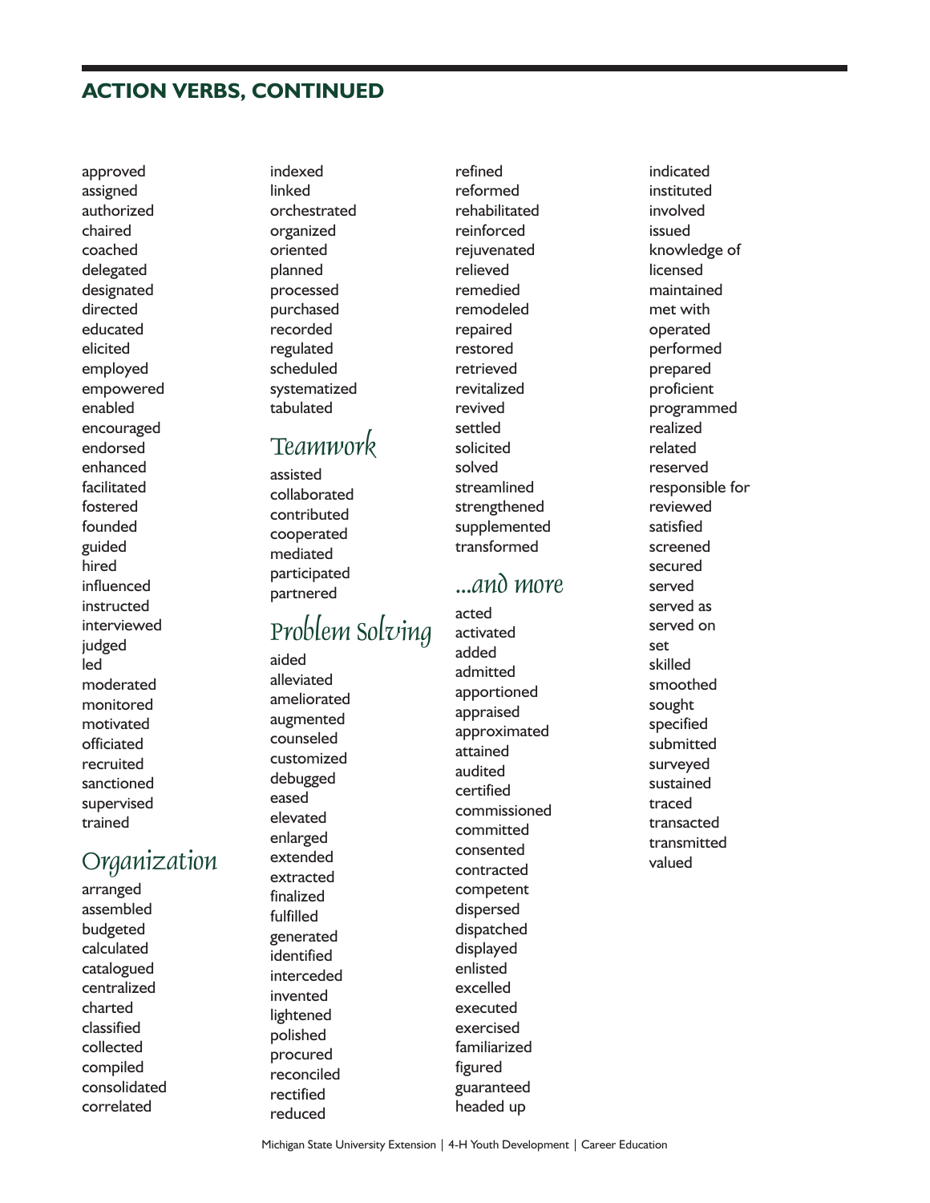## ACTION VERBS, CONTINUED

approved
assigned
authorized
chaired
coached
delegated
designated
directed
educated
elicited
employed
empowered
enabled
encouraged
endorsed
enhanced
facilitated
fostered
founded
guided
hired
influenced
instructed
interviewed
judged
led
moderated
monitored
motivated
officiated
recruited
sanctioned
supervised
trained

### Organization

arranged
assembled
budgeted
calculated
catalogued
centralized
charted
classified
collected
compiled
consolidated
correlated
indexed
linked
orchestrated
organized
oriented
planned
processed
purchased
recorded
regulated
scheduled
systematized
tabulated

### Teamwork

assisted
collaborated
contributed
cooperated
mediated
participated
partnered

### Problem Solving

aided
alleviated
ameliorated
augmented
counseled
customized
debugged
eased
elevated
enlarged
extended
extracted
finalized
fulfilled
generated
identified
interceded
invented
lightened
polished
procured
reconciled
rectified
reduced
refined
reformed
rehabilitated
reinforced
rejuvenated
relieved
remedied
remodeled
repaired
restored
retrieved
revitalized
revived
settled
solicited
solved
streamlined
strengthened
supplemented
transformed

### ...and more

acted
activated
added
admitted
apportioned
appraised
approximated
attained
audited
certified
commissioned
committed
consented
contracted
competent
dispersed
dispatched
displayed
enlisted
excelled
executed
exercised
familiarized
figured
guaranteed
headed up
indicated
instituted
involved
issued
knowledge of
licensed
maintained
met with
operated
performed
prepared
proficient
programmed
realized
related
reserved
responsible for
reviewed
satisfied
screened
secured
served
served as
served on
set
skilled
smoothed
sought
specified
submitted
surveyed
sustained
traced
transacted
transmitted
valued

Michigan State University Extension | 4-H Youth Development | Career Education